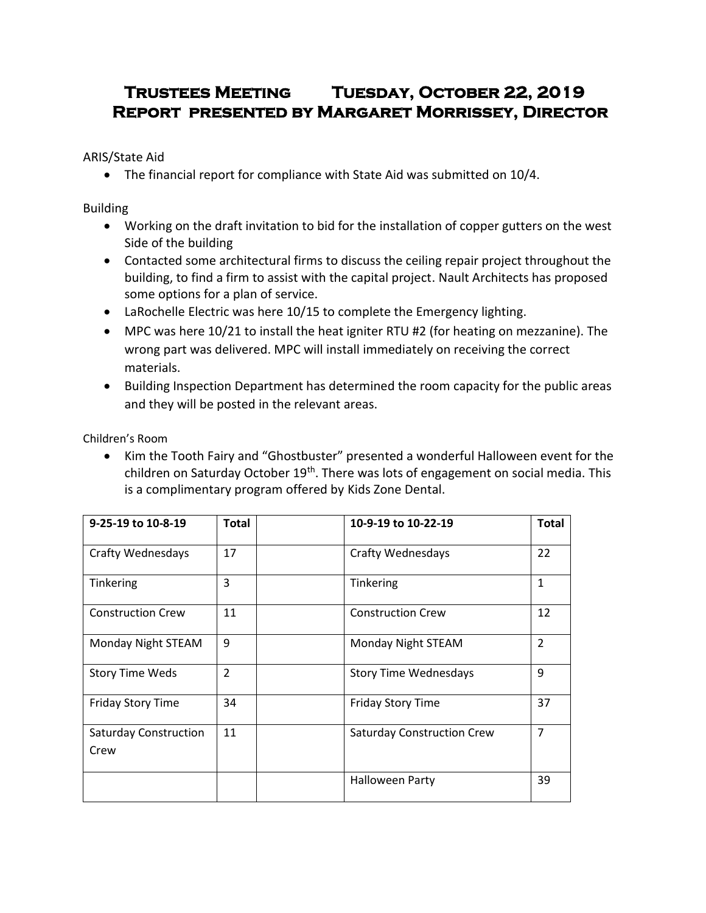# Trustees Meeting Tuesday, October 22, 2019
# Report presented by Margaret Morrissey, Director

ARIS/State Aid

- The financial report for compliance with State Aid was submitted on 10/4.

Building

- Working on the draft invitation to bid for the installation of copper gutters on the west Side of the building
- Contacted some architectural firms to discuss the ceiling repair project throughout the building, to find a firm to assist with the capital project. Nault Architects has proposed some options for a plan of service.
- LaRochelle Electric was here 10/15 to complete the Emergency lighting.
- MPC was here 10/21 to install the heat igniter RTU #2 (for heating on mezzanine). The wrong part was delivered. MPC will install immediately on receiving the correct materials.
- Building Inspection Department has determined the room capacity for the public areas and they will be posted in the relevant areas.

Children's Room

- Kim the Tooth Fairy and "Ghostbuster" presented a wonderful Halloween event for the children on Saturday October 19th. There was lots of engagement on social media. This is a complimentary program offered by Kids Zone Dental.

| 9-25-19 to 10-8-19 | Total | | 10-9-19 to 10-22-19 | Total |
|---|---|---|---|---|
| Crafty Wednesdays | 17 | | Crafty Wednesdays | 22 |
| Tinkering | 3 | | Tinkering | 1 |
| Construction Crew | 11 | | Construction Crew | 12 |
| Monday Night STEAM | 9 | | Monday Night STEAM | 2 |
| Story Time Weds | 2 | | Story Time Wednesdays | 9 |
| Friday Story Time | 34 | | Friday Story Time | 37 |
| Saturday Construction Crew | 11 | | Saturday Construction Crew | 7 |
| | | | Halloween Party | 39 |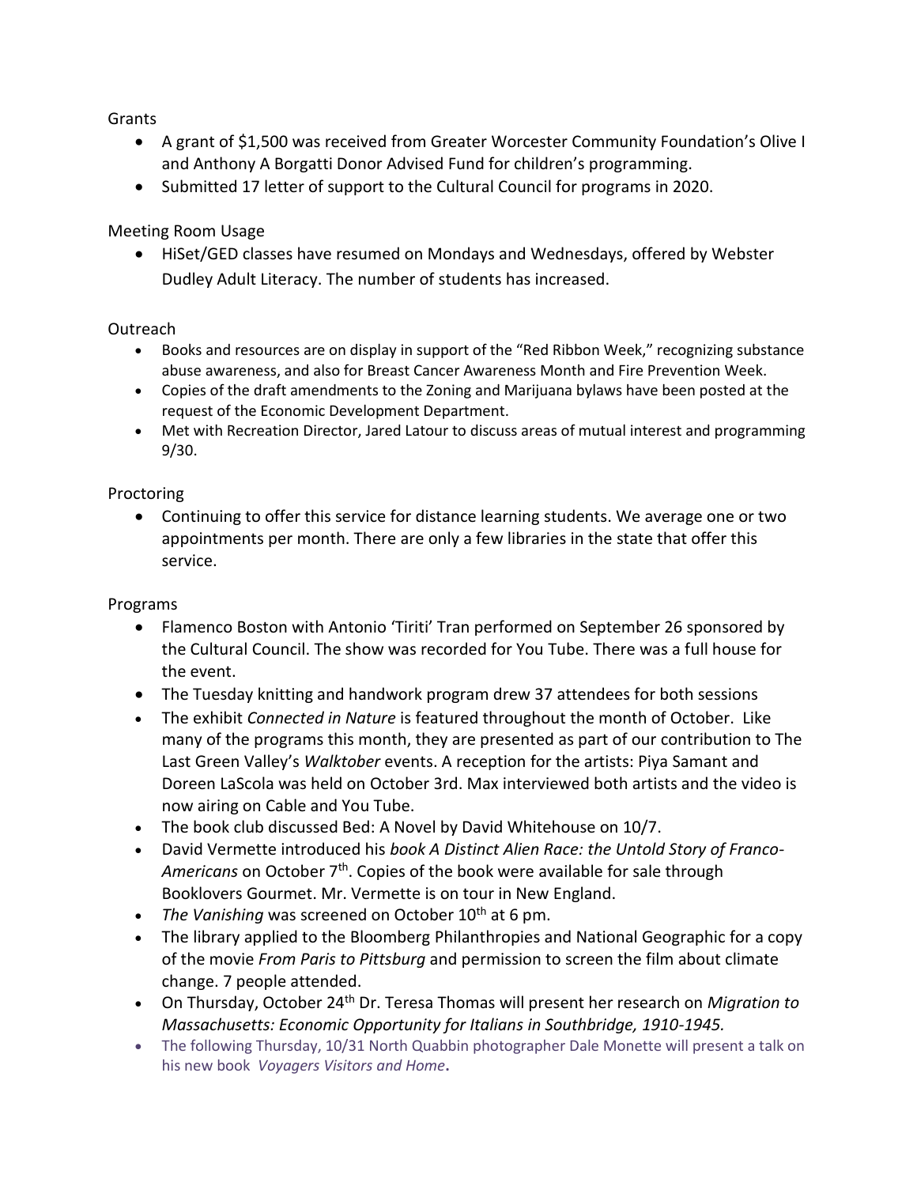Grants

- A grant of $1,500 was received from Greater Worcester Community Foundation's Olive I and Anthony A Borgatti Donor Advised Fund for children's programming.
- Submitted 17 letter of support to the Cultural Council for programs in 2020.

Meeting Room Usage

- HiSet/GED classes have resumed on Mondays and Wednesdays, offered by Webster Dudley Adult Literacy. The number of students has increased.

Outreach

- Books and resources are on display in support of the "Red Ribbon Week," recognizing substance abuse awareness, and also for Breast Cancer Awareness Month and Fire Prevention Week.
- Copies of the draft amendments to the Zoning and Marijuana bylaws have been posted at the request of the Economic Development Department.
- Met with Recreation Director, Jared Latour to discuss areas of mutual interest and programming 9/30.

Proctoring

- Continuing to offer this service for distance learning students. We average one or two appointments per month. There are only a few libraries in the state that offer this service.

Programs

- Flamenco Boston with Antonio 'Tiriti' Tran performed on September 26 sponsored by the Cultural Council. The show was recorded for You Tube. There was a full house for the event.
- The Tuesday knitting and handwork program drew 37 attendees for both sessions
- The exhibit *Connected in Nature* is featured throughout the month of October. Like many of the programs this month, they are presented as part of our contribution to The Last Green Valley's *Walktober* events. A reception for the artists: Piya Samant and Doreen LaScola was held on October 3rd. Max interviewed both artists and the video is now airing on Cable and You Tube.
- The book club discussed Bed: A Novel by David Whitehouse on 10/7.
- David Vermette introduced his *book A Distinct Alien Race: the Untold Story of Franco-Americans* on October 7th. Copies of the book were available for sale through Booklovers Gourmet. Mr. Vermette is on tour in New England.
- *The Vanishing* was screened on October 10th at 6 pm.
- The library applied to the Bloomberg Philanthropies and National Geographic for a copy of the movie *From Paris to Pittsburg* and permission to screen the film about climate change. 7 people attended.
- On Thursday, October 24th Dr. Teresa Thomas will present her research on *Migration to Massachusetts: Economic Opportunity for Italians in Southbridge, 1910-1945.*
- The following Thursday, 10/31 North Quabbin photographer Dale Monette will present a talk on his new book *Voyagers Visitors and Home*.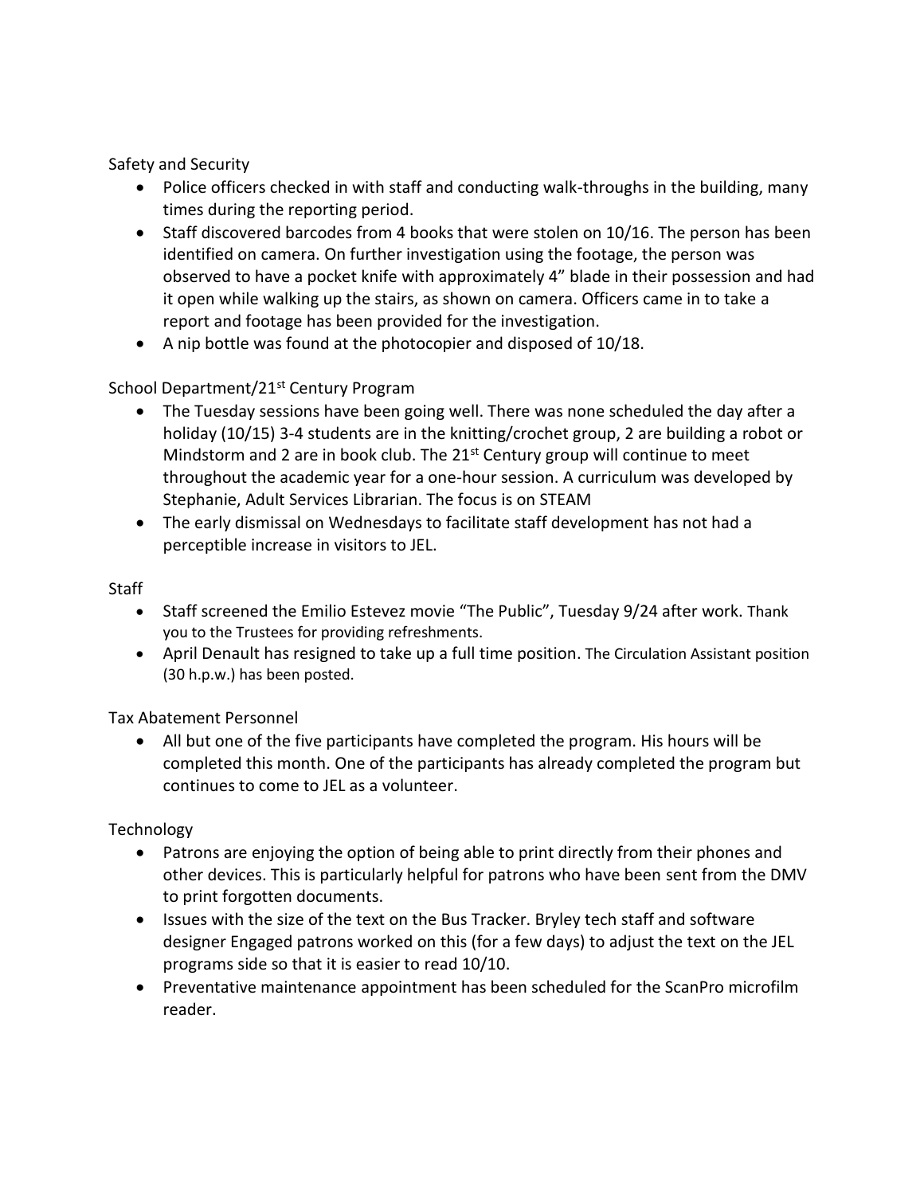Safety and Security

- Police officers checked in with staff and conducting walk-throughs in the building, many times during the reporting period.
- Staff discovered barcodes from 4 books that were stolen on 10/16. The person has been identified on camera. On further investigation using the footage, the person was observed to have a pocket knife with approximately 4" blade in their possession and had it open while walking up the stairs, as shown on camera. Officers came in to take a report and footage has been provided for the investigation.
- A nip bottle was found at the photocopier and disposed of 10/18.

School Department/21st Century Program

- The Tuesday sessions have been going well. There was none scheduled the day after a holiday (10/15) 3-4 students are in the knitting/crochet group, 2 are building a robot or Mindstorm and 2 are in book club. The 21st Century group will continue to meet throughout the academic year for a one-hour session. A curriculum was developed by Stephanie, Adult Services Librarian. The focus is on STEAM
- The early dismissal on Wednesdays to facilitate staff development has not had a perceptible increase in visitors to JEL.

Staff

- Staff screened the Emilio Estevez movie "The Public", Tuesday 9/24 after work. Thank you to the Trustees for providing refreshments.
- April Denault has resigned to take up a full time position. The Circulation Assistant position (30 h.p.w.) has been posted.

Tax Abatement Personnel

- All but one of the five participants have completed the program. His hours will be completed this month. One of the participants has already completed the program but continues to come to JEL as a volunteer.

Technology

- Patrons are enjoying the option of being able to print directly from their phones and other devices. This is particularly helpful for patrons who have been sent from the DMV to print forgotten documents.
- Issues with the size of the text on the Bus Tracker. Bryley tech staff and software designer Engaged patrons worked on this (for a few days) to adjust the text on the JEL programs side so that it is easier to read 10/10.
- Preventative maintenance appointment has been scheduled for the ScanPro microfilm reader.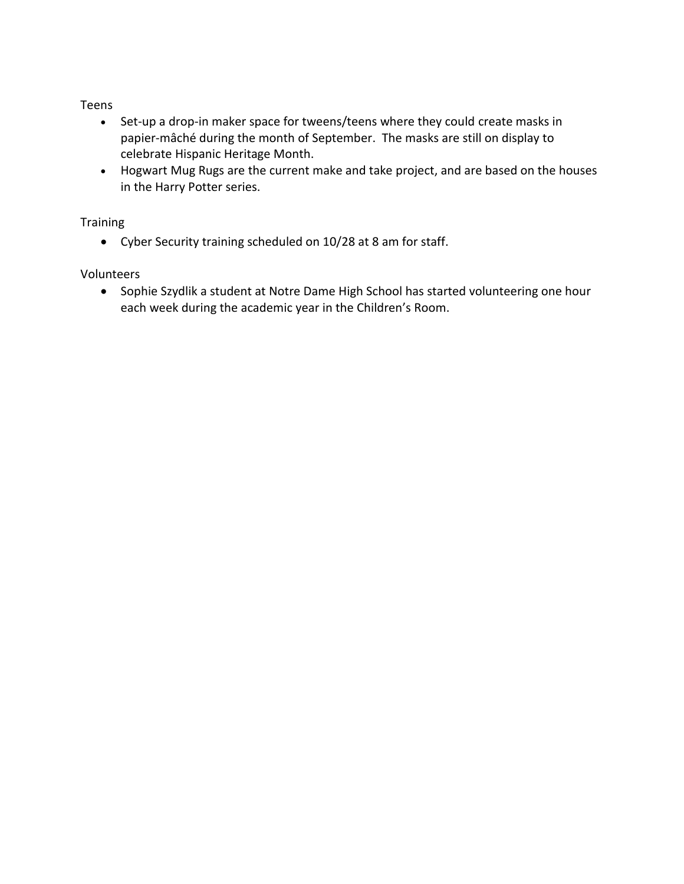Teens

- Set-up a drop-in maker space for tweens/teens where they could create masks in papier-mâché during the month of September.  The masks are still on display to celebrate Hispanic Heritage Month.
- Hogwart Mug Rugs are the current make and take project, and are based on the houses in the Harry Potter series.

Training

- Cyber Security training scheduled on 10/28 at 8 am for staff.

Volunteers

- Sophie Szydlik a student at Notre Dame High School has started volunteering one hour each week during the academic year in the Children's Room.